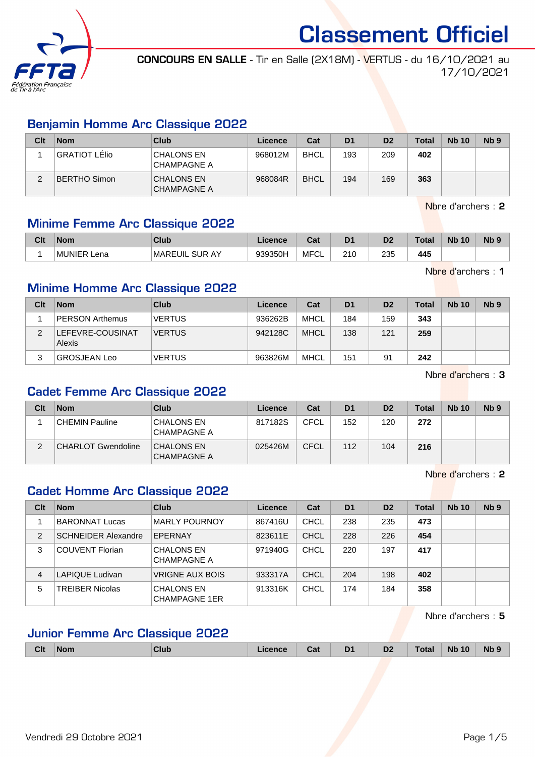# Classement Officiel

**CONCOURS EN SALLE** - Tir en Salle (2X18M) - VERTUS - du 16/10/2021 au 17/10/2021

## Benjamin Homme Arc Classique 2022

| Clt | Nom | Club | Licence | Cat | D1 | D2 | Total | Nb 10 | Nb 9 |
|---|---|---|---|---|---|---|---|---|---|
| 1 | GRATIOT LÉlio | CHALONS EN CHAMPAGNE A | 968012M | BHCL | 193 | 209 | **402** | | |
| 2 | BERTHO Simon | CHALONS EN CHAMPAGNE A | 968084R | BHCL | 194 | 169 | **363** | | |

Nbre d'archers : **2**

## Minime Femme Arc Classique 2022

| Clt | Nom | Club | Licence | Cat | D1 | D2 | Total | Nb 10 | Nb 9 |
|---|---|---|---|---|---|---|---|---|---|
| 1 | MUNIER Lena | MAREUIL SUR AY | 939350H | MFCL | 210 | 235 | **445** | | |

Nbre d'archers : **1**

## Minime Homme Arc Classique 2022

| Clt | Nom | Club | Licence | Cat | D1 | D2 | Total | Nb 10 | Nb 9 |
|---|---|---|---|---|---|---|---|---|---|
| 1 | PERSON Arthemus | VERTUS | 936262B | MHCL | 184 | 159 | **343** | | |
| 2 | LEFEVRE-COUSINAT Alexis | VERTUS | 942128C | MHCL | 138 | 121 | **259** | | |
| 3 | GROSJEAN Leo | VERTUS | 963826M | MHCL | 151 | 91 | **242** | | |

Nbre d'archers : **3**

## Cadet Femme Arc Classique 2022

| Clt | Nom | Club | Licence | Cat | D1 | D2 | Total | Nb 10 | Nb 9 |
|---|---|---|---|---|---|---|---|---|---|
| 1 | CHEMIN Pauline | CHALONS EN CHAMPAGNE A | 817182S | CFCL | 152 | 120 | **272** | | |
| 2 | CHARLOT Gwendoline | CHALONS EN CHAMPAGNE A | 025426M | CFCL | 112 | 104 | **216** | | |

Nbre d'archers : **2**

## Cadet Homme Arc Classique 2022

| Clt | Nom | Club | Licence | Cat | D1 | D2 | Total | Nb 10 | Nb 9 |
|---|---|---|---|---|---|---|---|---|---|
| 1 | BARONNAT Lucas | MARLY POURNOY | 867416U | CHCL | 238 | 235 | **473** | | |
| 2 | SCHNEIDER Alexandre | EPERNAY | 823611E | CHCL | 228 | 226 | **454** | | |
| 3 | COUVENT Florian | CHALONS EN CHAMPAGNE A | 971940G | CHCL | 220 | 197 | **417** | | |
| 4 | LAPIQUE Ludivan | VRIGNE AUX BOIS | 933317A | CHCL | 204 | 198 | **402** | | |
| 5 | TREIBER Nicolas | CHALONS EN CHAMPAGNE 1ER | 913316K | CHCL | 174 | 184 | **358** | | |

Nbre d'archers : **5**

## Junior Femme Arc Classique 2022

| Clt | Nom | Club | Licence | Cat | D1 | D2 | Total | Nb 10 | Nb 9 |
|---|---|---|---|---|---|---|---|---|---|

Vendredi 29 Octobre 2021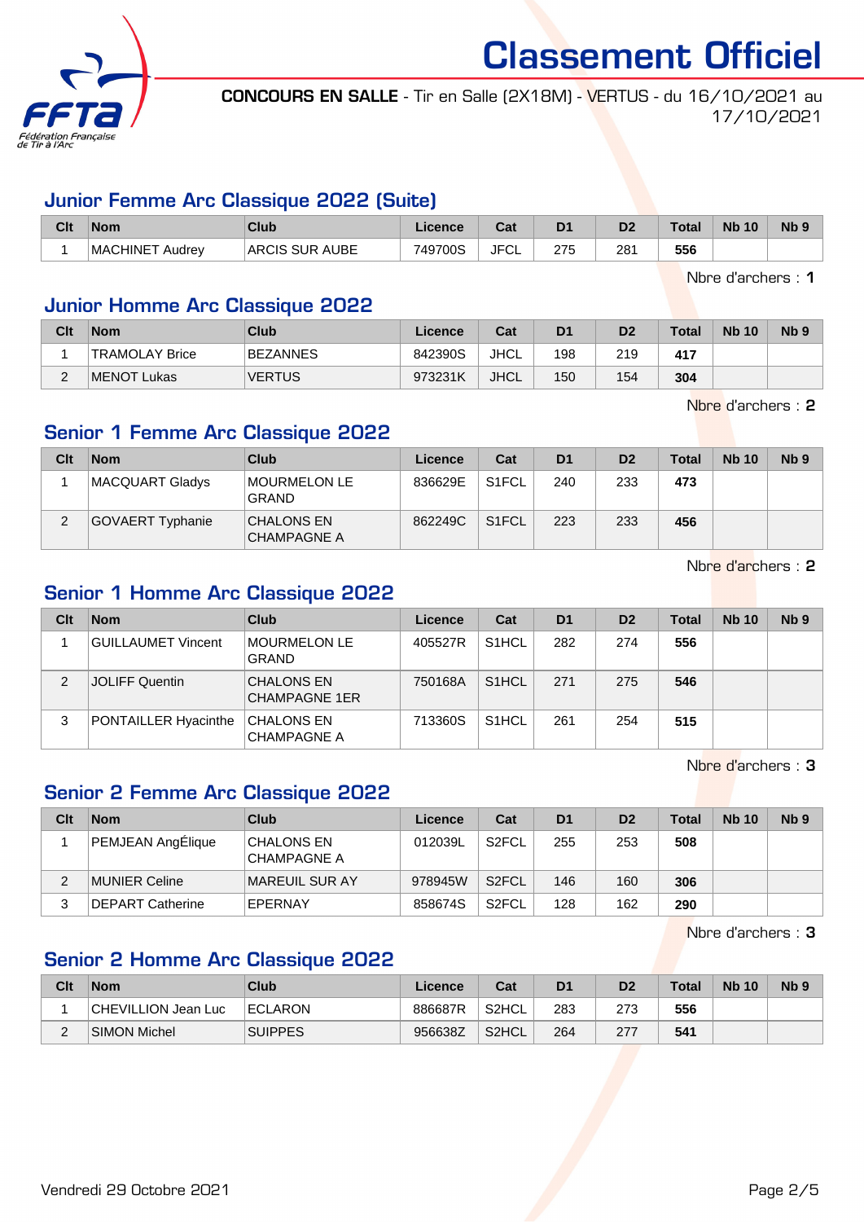# Classement Officiel

**CONCOURS EN SALLE** - Tir en Salle (2X18M) - VERTUS - du 16/10/2021 au 17/10/2021

## Junior Femme Arc Classique 2022 (Suite)

| Clt | Nom | Club | Licence | Cat | D1 | D2 | Total | Nb 10 | Nb 9 |
|---|---|---|---|---|---|---|---|---|---|
| 1 | MACHINET Audrey | ARCIS SUR AUBE | 749700S | JFCL | 275 | 281 | **556** | | |

Nbre d'archers : **1**

## Junior Homme Arc Classique 2022

| Clt | Nom | Club | Licence | Cat | D1 | D2 | Total | Nb 10 | Nb 9 |
|---|---|---|---|---|---|---|---|---|---|
| 1 | TRAMOLAY Brice | BEZANNES | 842390S | JHCL | 198 | 219 | **417** | | |
| 2 | MENOT Lukas | VERTUS | 973231K | JHCL | 150 | 154 | **304** | | |

Nbre d'archers : **2**

## Senior 1 Femme Arc Classique 2022

| Clt | Nom | Club | Licence | Cat | D1 | D2 | Total | Nb 10 | Nb 9 |
|---|---|---|---|---|---|---|---|---|---|
| 1 | MACQUART Gladys | MOURMELON LE GRAND | 836629E | S1FCL | 240 | 233 | **473** | | |
| 2 | GOVAERT Typhanie | CHALONS EN CHAMPAGNE A | 862249C | S1FCL | 223 | 233 | **456** | | |

Nbre d'archers : **2**

## Senior 1 Homme Arc Classique 2022

| Clt | Nom | Club | Licence | Cat | D1 | D2 | Total | Nb 10 | Nb 9 |
|---|---|---|---|---|---|---|---|---|---|
| 1 | GUILLAUMET Vincent | MOURMELON LE GRAND | 405527R | S1HCL | 282 | 274 | **556** | | |
| 2 | JOLIFF Quentin | CHALONS EN CHAMPAGNE 1ER | 750168A | S1HCL | 271 | 275 | **546** | | |
| 3 | PONTAILLER Hyacinthe | CHALONS EN CHAMPAGNE A | 713360S | S1HCL | 261 | 254 | **515** | | |

Nbre d'archers : **3**

## Senior 2 Femme Arc Classique 2022

| Clt | Nom | Club | Licence | Cat | D1 | D2 | Total | Nb 10 | Nb 9 |
|---|---|---|---|---|---|---|---|---|---|
| 1 | PEMJEAN AngÉlique | CHALONS EN CHAMPAGNE A | 012039L | S2FCL | 255 | 253 | **508** | | |
| 2 | MUNIER Celine | MAREUIL SUR AY | 978945W | S2FCL | 146 | 160 | **306** | | |
| 3 | DEPART Catherine | EPERNAY | 858674S | S2FCL | 128 | 162 | **290** | | |

Nbre d'archers : **3**

## Senior 2 Homme Arc Classique 2022

| Clt | Nom | Club | Licence | Cat | D1 | D2 | Total | Nb 10 | Nb 9 |
|---|---|---|---|---|---|---|---|---|---|
| 1 | CHEVILLION Jean Luc | ECLARON | 886687R | S2HCL | 283 | 273 | **556** | | |
| 2 | SIMON Michel | SUIPPES | 956638Z | S2HCL | 264 | 277 | **541** | | |

Vendredi 29 Octobre 2021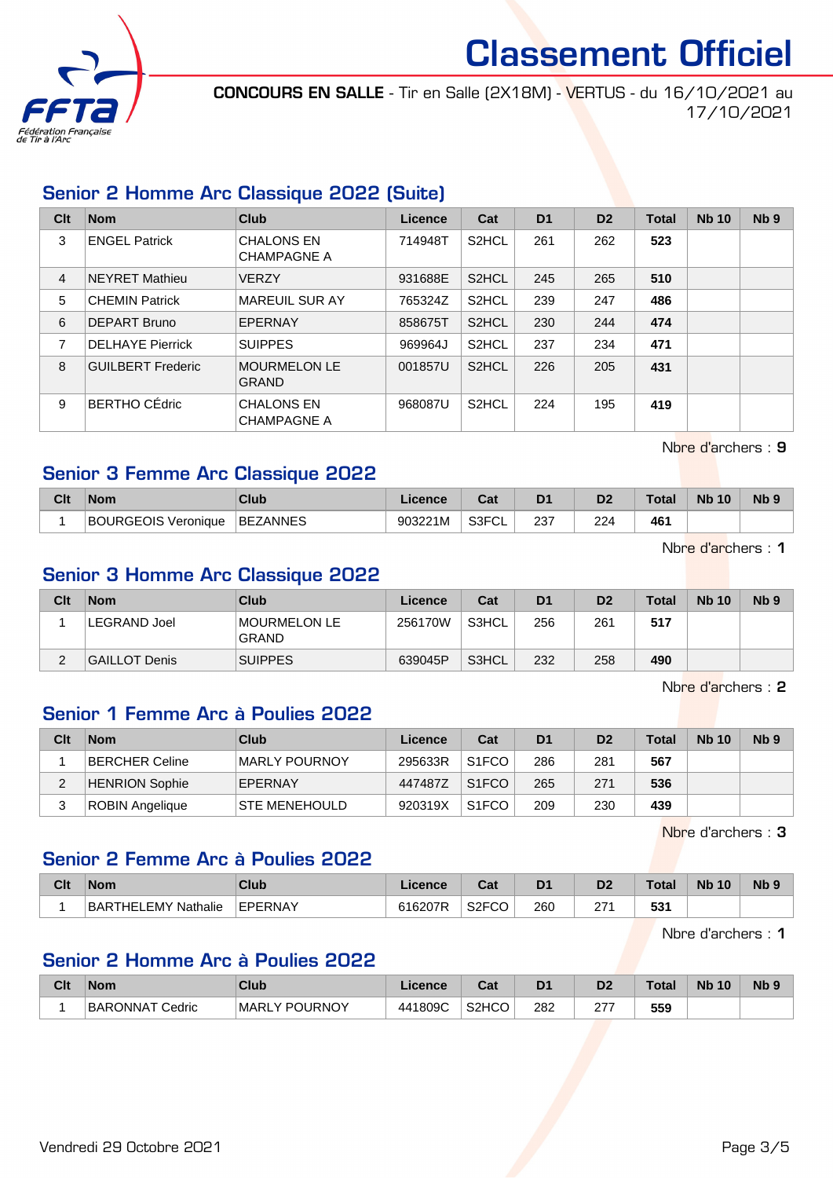# Classement Officiel

**CONCOURS EN SALLE** - Tir en Salle (2X18M) - VERTUS - du 16/10/2021 au 17/10/2021

## Senior 2 Homme Arc Classique 2022 (Suite)

| Clt | Nom | Club | Licence | Cat | D1 | D2 | Total | Nb 10 | Nb 9 |
|---|---|---|---|---|---|---|---|---|---|
| 3 | ENGEL Patrick | CHALONS EN CHAMPAGNE A | 714948T | S2HCL | 261 | 262 | **523** | | |
| 4 | NEYRET Mathieu | VERZY | 931688E | S2HCL | 245 | 265 | **510** | | |
| 5 | CHEMIN Patrick | MAREUIL SUR AY | 765324Z | S2HCL | 239 | 247 | **486** | | |
| 6 | DEPART Bruno | EPERNAY | 858675T | S2HCL | 230 | 244 | **474** | | |
| 7 | DELHAYE Pierrick | SUIPPES | 969964J | S2HCL | 237 | 234 | **471** | | |
| 8 | GUILBERT Frederic | MOURMELON LE GRAND | 001857U | S2HCL | 226 | 205 | **431** | | |
| 9 | BERTHO CÉdric | CHALONS EN CHAMPAGNE A | 968087U | S2HCL | 224 | 195 | **419** | | |

Nbre d'archers : **9**

## Senior 3 Femme Arc Classique 2022

| Clt | Nom | Club | Licence | Cat | D1 | D2 | Total | Nb 10 | Nb 9 |
|---|---|---|---|---|---|---|---|---|---|
| 1 | BOURGEOIS Veronique | BEZANNES | 903221M | S3FCL | 237 | 224 | **461** | | |

Nbre d'archers : **1**

## Senior 3 Homme Arc Classique 2022

| Clt | Nom | Club | Licence | Cat | D1 | D2 | Total | Nb 10 | Nb 9 |
|---|---|---|---|---|---|---|---|---|---|
| 1 | LEGRAND Joel | MOURMELON LE GRAND | 256170W | S3HCL | 256 | 261 | **517** | | |
| 2 | GAILLOT Denis | SUIPPES | 639045P | S3HCL | 232 | 258 | **490** | | |

Nbre d'archers : **2**

## Senior 1 Femme Arc à Poulies 2022

| Clt | Nom | Club | Licence | Cat | D1 | D2 | Total | Nb 10 | Nb 9 |
|---|---|---|---|---|---|---|---|---|---|
| 1 | BERCHER Celine | MARLY POURNOY | 295633R | S1FCO | 286 | 281 | **567** | | |
| 2 | HENRION Sophie | EPERNAY | 447487Z | S1FCO | 265 | 271 | **536** | | |
| 3 | ROBIN Angelique | STE MENEHOULD | 920319X | S1FCO | 209 | 230 | **439** | | |

Nbre d'archers : **3**

## Senior 2 Femme Arc à Poulies 2022

| Clt | Nom | Club | Licence | Cat | D1 | D2 | Total | Nb 10 | Nb 9 |
|---|---|---|---|---|---|---|---|---|---|
| 1 | BARTHELEMY Nathalie | EPERNAY | 616207R | S2FCO | 260 | 271 | **531** | | |

Nbre d'archers : **1**

## Senior 2 Homme Arc à Poulies 2022

| Clt | Nom | Club | Licence | Cat | D1 | D2 | Total | Nb 10 | Nb 9 |
|---|---|---|---|---|---|---|---|---|---|
| 1 | BARONNAT Cedric | MARLY POURNOY | 441809C | S2HCO | 282 | 277 | **559** | | |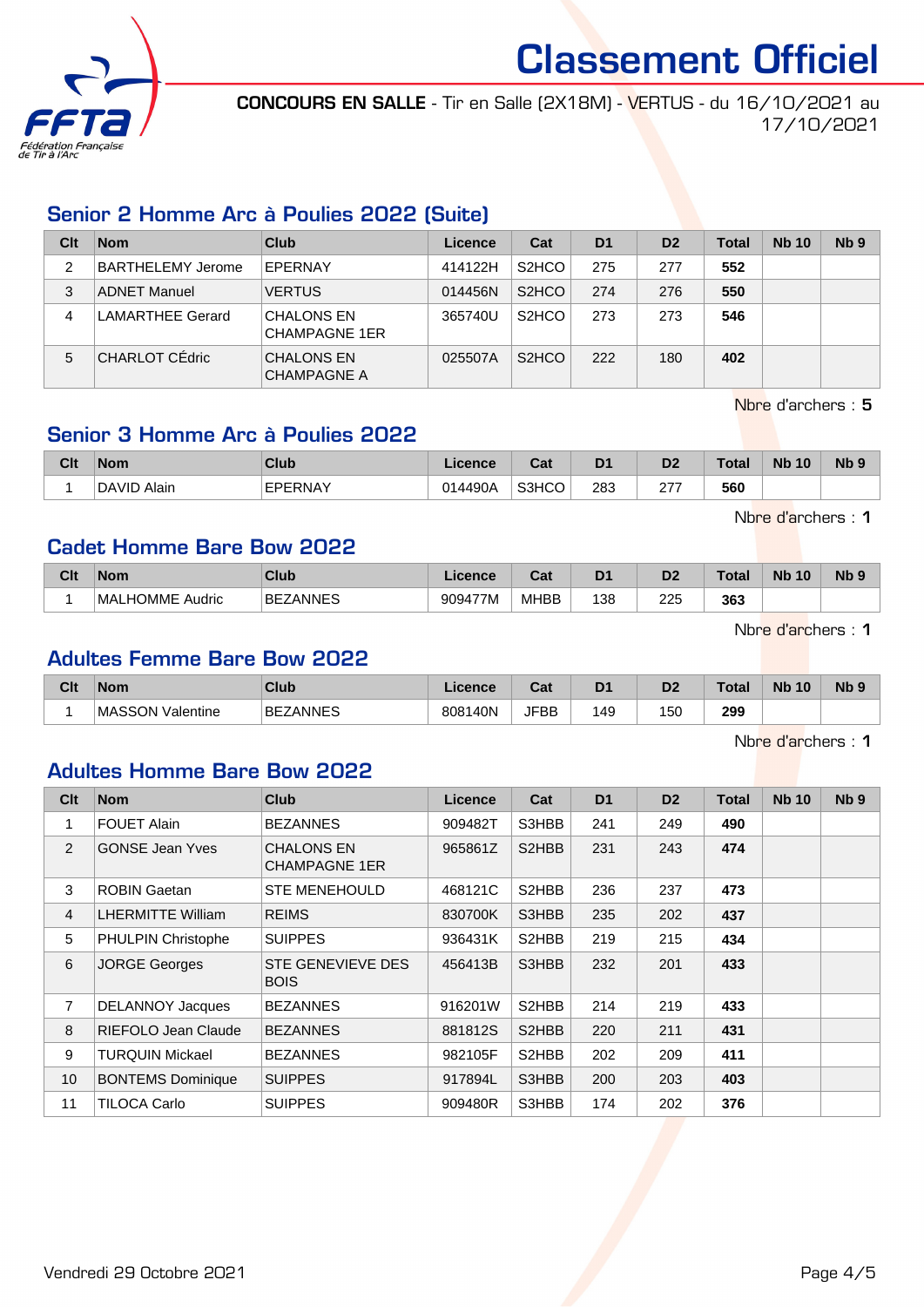# Classement Officiel

**CONCOURS EN SALLE** - Tir en Salle (2X18M) - VERTUS - du 16/10/2021 au 17/10/2021

## Senior 2 Homme Arc à Poulies 2022 (Suite)

| Clt | Nom | Club | Licence | Cat | D1 | D2 | Total | Nb 10 | Nb 9 |
|---|---|---|---|---|---|---|---|---|---|
| 2 | BARTHELEMY Jerome | EPERNAY | 414122H | S2HCO | 275 | 277 | **552** | | |
| 3 | ADNET Manuel | VERTUS | 014456N | S2HCO | 274 | 276 | **550** | | |
| 4 | LAMARTHEE Gerard | CHALONS EN CHAMPAGNE 1ER | 365740U | S2HCO | 273 | 273 | **546** | | |
| 5 | CHARLOT CÉdric | CHALONS EN CHAMPAGNE A | 025507A | S2HCO | 222 | 180 | **402** | | |

Nbre d'archers : **5**

## Senior 3 Homme Arc à Poulies 2022

| Clt | Nom | Club | Licence | Cat | D1 | D2 | Total | Nb 10 | Nb 9 |
|---|---|---|---|---|---|---|---|---|---|
| 1 | DAVID Alain | EPERNAY | 014490A | S3HCO | 283 | 277 | **560** | | |

Nbre d'archers : **1**

## Cadet Homme Bare Bow 2022

| Clt | Nom | Club | Licence | Cat | D1 | D2 | Total | Nb 10 | Nb 9 |
|---|---|---|---|---|---|---|---|---|---|
| 1 | MALHOMME Audric | BEZANNES | 909477M | MHBB | 138 | 225 | **363** | | |

Nbre d'archers : **1**

## Adultes Femme Bare Bow 2022

| Clt | Nom | Club | Licence | Cat | D1 | D2 | Total | Nb 10 | Nb 9 |
|---|---|---|---|---|---|---|---|---|---|
| 1 | MASSON Valentine | BEZANNES | 808140N | JFBB | 149 | 150 | **299** | | |

Nbre d'archers : **1**

## Adultes Homme Bare Bow 2022

| Clt | Nom | Club | Licence | Cat | D1 | D2 | Total | Nb 10 | Nb 9 |
|---|---|---|---|---|---|---|---|---|---|
| 1 | FOUET Alain | BEZANNES | 909482T | S3HBB | 241 | 249 | **490** | | |
| 2 | GONSE Jean Yves | CHALONS EN CHAMPAGNE 1ER | 965861Z | S2HBB | 231 | 243 | **474** | | |
| 3 | ROBIN Gaetan | STE MENEHOULD | 468121C | S2HBB | 236 | 237 | **473** | | |
| 4 | LHERMITTE William | REIMS | 830700K | S3HBB | 235 | 202 | **437** | | |
| 5 | PHULPIN Christophe | SUIPPES | 936431K | S2HBB | 219 | 215 | **434** | | |
| 6 | JORGE Georges | STE GENEVIEVE DES BOIS | 456413B | S3HBB | 232 | 201 | **433** | | |
| 7 | DELANNOY Jacques | BEZANNES | 916201W | S2HBB | 214 | 219 | **433** | | |
| 8 | RIEFOLO Jean Claude | BEZANNES | 881812S | S2HBB | 220 | 211 | **431** | | |
| 9 | TURQUIN Mickael | BEZANNES | 982105F | S2HBB | 202 | 209 | **411** | | |
| 10 | BONTEMS Dominique | SUIPPES | 917894L | S3HBB | 200 | 203 | **403** | | |
| 11 | TILOCA Carlo | SUIPPES | 909480R | S3HBB | 174 | 202 | **376** | | |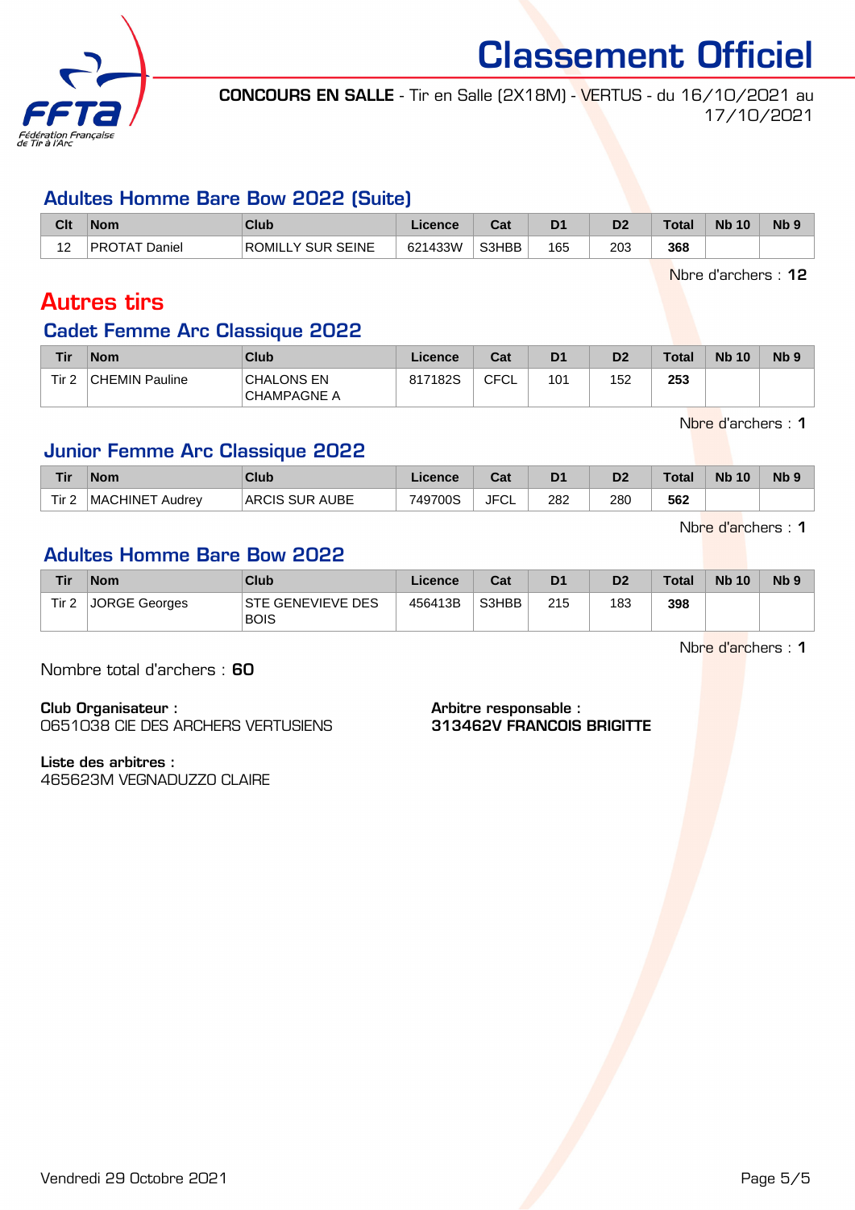# Classement Officiel

**CONCOURS EN SALLE** - Tir en Salle (2X18M) - VERTUS - du 16/10/2021 au 17/10/2021

## Adultes Homme Bare Bow 2022 (Suite)

| Clt | Nom | Club | Licence | Cat | D1 | D2 | Total | Nb 10 | Nb 9 |
|---|---|---|---|---|---|---|---|---|---|
| 12 | PROTAT Daniel | ROMILLY SUR SEINE | 621433W | S3HBB | 165 | 203 | **368** | | |

Nbre d'archers : **12**

# Autres tirs

## Cadet Femme Arc Classique 2022

| Tir | Nom | Club | Licence | Cat | D1 | D2 | Total | Nb 10 | Nb 9 |
|---|---|---|---|---|---|---|---|---|---|
| Tir 2 | CHEMIN Pauline | CHALONS EN CHAMPAGNE A | 817182S | CFCL | 101 | 152 | **253** | | |

Nbre d'archers : **1**

## Junior Femme Arc Classique 2022

| Tir | Nom | Club | Licence | Cat | D1 | D2 | Total | Nb 10 | Nb 9 |
|---|---|---|---|---|---|---|---|---|---|
| Tir 2 | MACHINET Audrey | ARCIS SUR AUBE | 749700S | JFCL | 282 | 280 | **562** | | |

Nbre d'archers : **1**

## Adultes Homme Bare Bow 2022

| Tir | Nom | Club | Licence | Cat | D1 | D2 | Total | Nb 10 | Nb 9 |
|---|---|---|---|---|---|---|---|---|---|
| Tir 2 | JORGE Georges | STE GENEVIEVE DES BOIS | 456413B | S3HBB | 215 | 183 | **398** | | |

Nbre d'archers : **1**

Nombre total d'archers : **60**

**Club Organisateur :**
0651038 CIE DES ARCHERS VERTUSIENS

**Arbitre responsable :**
**313462V FRANCOIS BRIGITTE**

**Liste des arbitres :**
465623M VEGNADUZZO CLAIRE

Vendredi 29 Octobre 2021